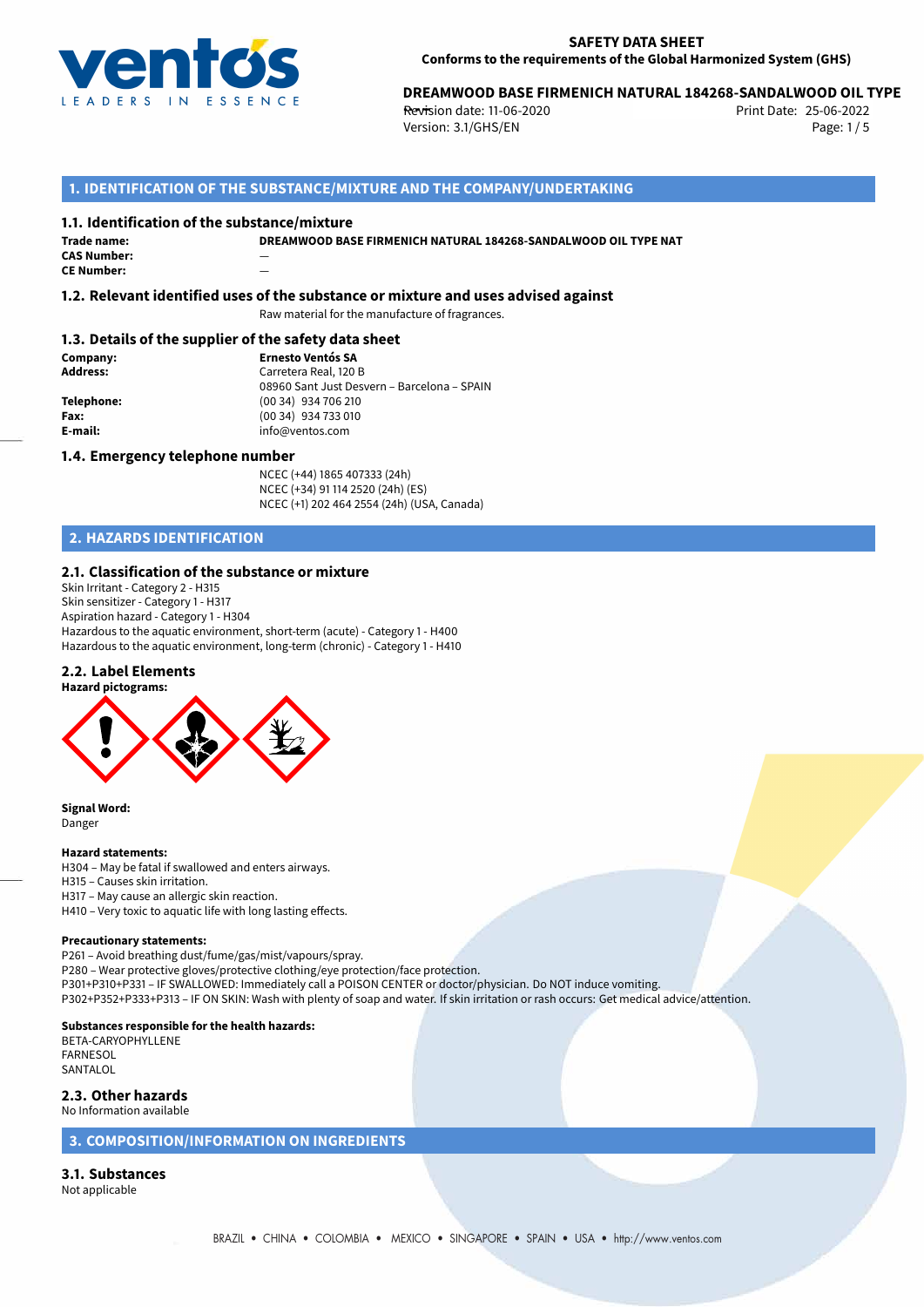**SAFETY DATA SHEET**
**Conforms to the requirements of the Global Harmonized System (GHS)**

**DREAMWOOD BASE FIRMENICH NATURAL 184268-SANDALWOOD OIL TYPE**
Revision date: 11-06-2020
Version: 3.1/GHS/EN
Print Date: 25-06-2022

## 1. IDENTIFICATION OF THE SUBSTANCE/MIXTURE AND THE COMPANY/UNDERTAKING

### 1.1. Identification of the substance/mixture

**Trade name:** DREAMWOOD BASE FIRMENICH NATURAL 184268-SANDALWOOD OIL TYPE NAT
**CAS Number:** —
**CE Number:** —

### 1.2. Relevant identified uses of the substance or mixture and uses advised against

Raw material for the manufacture of fragrances.

### 1.3. Details of the supplier of the safety data sheet

**Company:** Ernesto Ventós SA
**Address:** Carretera Real, 120 B
08960 Sant Just Desvern – Barcelona – SPAIN
**Telephone:** (00 34) 934 706 210
**Fax:** (00 34) 934 733 010
**E-mail:** info@ventos.com

### 1.4. Emergency telephone number

NCEC (+44) 1865 407333 (24h)
NCEC (+34) 91 114 2520 (24h) (ES)
NCEC (+1) 202 464 2554 (24h) (USA, Canada)

## 2. HAZARDS IDENTIFICATION

### 2.1. Classification of the substance or mixture

Skin Irritant - Category 2 - H315
Skin sensitizer - Category 1 - H317
Aspiration hazard - Category 1 - H304
Hazardous to the aquatic environment, short-term (acute) - Category 1 - H400
Hazardous to the aquatic environment, long-term (chronic) - Category 1 - H410

### 2.2. Label Elements

**Hazard pictograms:**

**Signal Word:**
Danger

**Hazard statements:**
H304 – May be fatal if swallowed and enters airways.
H315 – Causes skin irritation.
H317 – May cause an allergic skin reaction.
H410 – Very toxic to aquatic life with long lasting effects.

**Precautionary statements:**
P261 – Avoid breathing dust/fume/gas/mist/vapours/spray.
P280 – Wear protective gloves/protective clothing/eye protection/face protection.
P301+P310+P331 – IF SWALLOWED: Immediately call a POISON CENTER or doctor/physician. Do NOT induce vomiting.
P302+P352+P333+P313 – IF ON SKIN: Wash with plenty of soap and water. If skin irritation or rash occurs: Get medical advice/attention.

**Substances responsible for the health hazards:**
BETA-CARYOPHYLLENE
FARNESOL
SANTALOL

### 2.3. Other hazards

No Information available

## 3. COMPOSITION/INFORMATION ON INGREDIENTS

### 3.1. Substances

Not applicable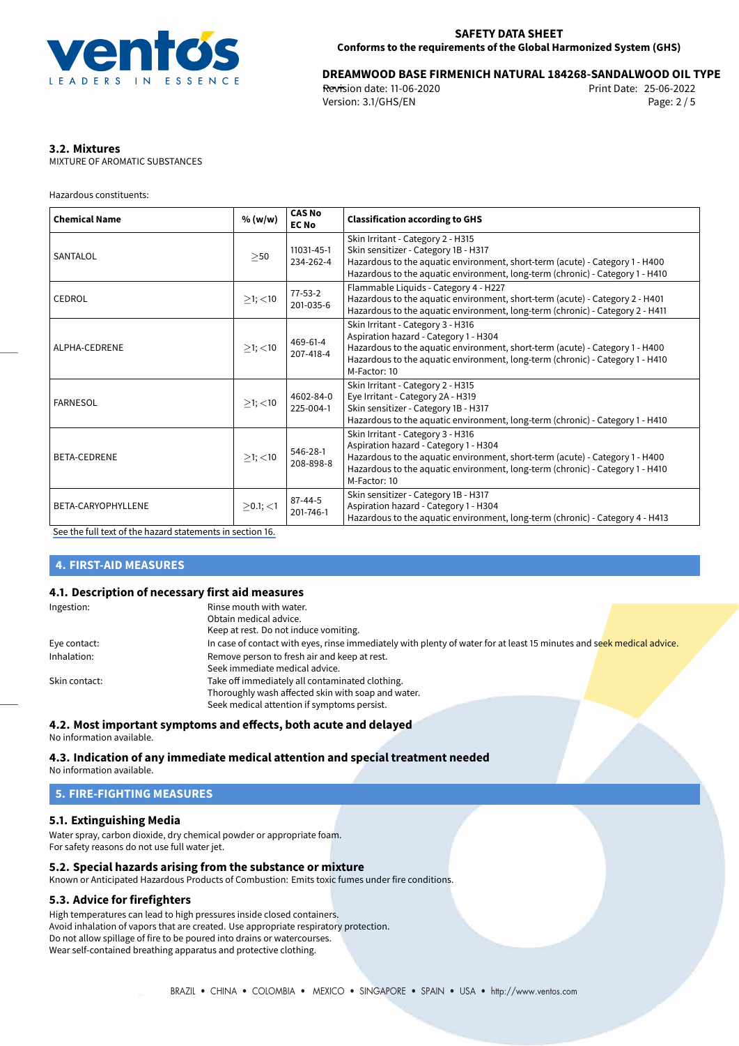### 3.2. Mixtures

MIXTURE OF AROMATIC SUBSTANCES

Hazardous constituents:

| Chemical Name | % (w/w) | CAS No EC No | Classification according to GHS |
|---|---|---|---|
| SANTALOL | ≥50 | 11031-45-1 234-262-4 | Skin Irritant - Category 2 - H315<br>Skin sensitizer - Category 1B - H317<br>Hazardous to the aquatic environment, short-term (acute) - Category 1 - H400<br>Hazardous to the aquatic environment, long-term (chronic) - Category 1 - H410 |
| CEDROL | ≥1; <10 | 77-53-2 201-035-6 | Flammable Liquids - Category 4 - H227<br>Hazardous to the aquatic environment, short-term (acute) - Category 2 - H401<br>Hazardous to the aquatic environment, long-term (chronic) - Category 2 - H411 |
| ALPHA-CEDRENE | ≥1; <10 | 469-61-4 207-418-4 | Skin Irritant - Category 3 - H316<br>Aspiration hazard - Category 1 - H304<br>Hazardous to the aquatic environment, short-term (acute) - Category 1 - H400<br>Hazardous to the aquatic environment, long-term (chronic) - Category 1 - H410<br>M-Factor: 10 |
| FARNESOL | ≥1; <10 | 4602-84-0 225-004-1 | Skin Irritant - Category 2 - H315<br>Eye Irritant - Category 2A - H319<br>Skin sensitizer - Category 1B - H317<br>Hazardous to the aquatic environment, long-term (chronic) - Category 1 - H410 |
| BETA-CEDRENE | ≥1; <10 | 546-28-1 208-898-8 | Skin Irritant - Category 3 - H316<br>Aspiration hazard - Category 1 - H304<br>Hazardous to the aquatic environment, short-term (acute) - Category 1 - H400<br>Hazardous to the aquatic environment, long-term (chronic) - Category 1 - H410<br>M-Factor: 10 |
| BETA-CARYOPHYLLENE | ≥0.1; <1 | 87-44-5 201-746-1 | Skin sensitizer - Category 1B - H317<br>Aspiration hazard - Category 1 - H304<br>Hazardous to the aquatic environment, long-term (chronic) - Category 4 - H413 |

See the full text of the hazard statements in section 16.

## 4. FIRST-AID MEASURES

### 4.1. Description of necessary first aid measures

**Ingestion:** Rinse mouth with water.
Obtain medical advice.
Keep at rest. Do not induce vomiting.

**Eye contact:** In case of contact with eyes, rinse immediately with plenty of water for at least 15 minutes and seek medical advice.

**Inhalation:** Remove person to fresh air and keep at rest.
Seek immediate medical advice.

**Skin contact:** Take off immediately all contaminated clothing.
Thoroughly wash affected skin with soap and water.
Seek medical attention if symptoms persist.

### 4.2. Most important symptoms and effects, both acute and delayed

No information available.

### 4.3. Indication of any immediate medical attention and special treatment needed

No information available.

## 5. FIRE-FIGHTING MEASURES

### 5.1. Extinguishing Media

Water spray, carbon dioxide, dry chemical powder or appropriate foam.
For safety reasons do not use full water jet.

### 5.2. Special hazards arising from the substance or mixture

Known or Anticipated Hazardous Products of Combustion: Emits toxic fumes under fire conditions.

### 5.3. Advice for firefighters

High temperatures can lead to high pressures inside closed containers.
Avoid inhalation of vapors that are created. Use appropriate respiratory protection.
Do not allow spillage of fire to be poured into drains or watercourses.
Wear self-contained breathing apparatus and protective clothing.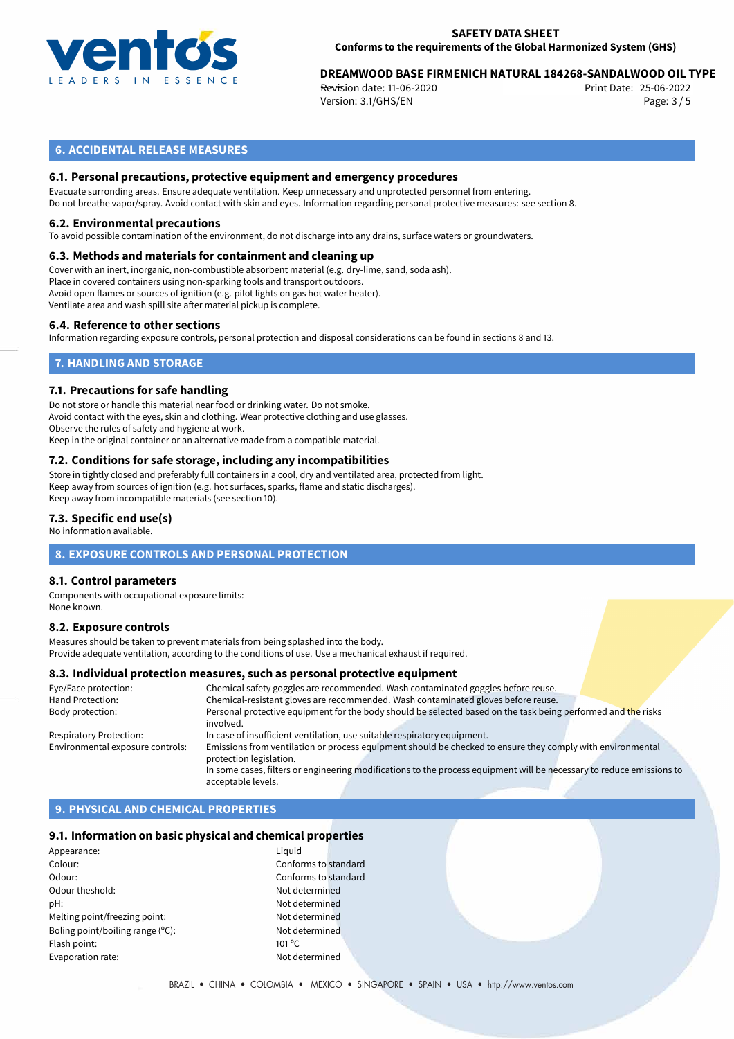## 6. ACCIDENTAL RELEASE MEASURES

### 6.1. Personal precautions, protective equipment and emergency procedures

Evacuate surronding areas. Ensure adequate ventilation. Keep unnecessary and unprotected personnel from entering.
Do not breathe vapor/spray. Avoid contact with skin and eyes. Information regarding personal protective measures: see section 8.

### 6.2. Environmental precautions

To avoid possible contamination of the environment, do not discharge into any drains, surface waters or groundwaters.

### 6.3. Methods and materials for containment and cleaning up

Cover with an inert, inorganic, non-combustible absorbent material (e.g. dry-lime, sand, soda ash).
Place in covered containers using non-sparking tools and transport outdoors.
Avoid open flames or sources of ignition (e.g. pilot lights on gas hot water heater).
Ventilate area and wash spill site after material pickup is complete.

### 6.4. Reference to other sections

Information regarding exposure controls, personal protection and disposal considerations can be found in sections 8 and 13.

## 7. HANDLING AND STORAGE

### 7.1. Precautions for safe handling

Do not store or handle this material near food or drinking water. Do not smoke.
Avoid contact with the eyes, skin and clothing. Wear protective clothing and use glasses.
Observe the rules of safety and hygiene at work.
Keep in the original container or an alternative made from a compatible material.

### 7.2. Conditions for safe storage, including any incompatibilities

Store in tightly closed and preferably full containers in a cool, dry and ventilated area, protected from light.
Keep away from sources of ignition (e.g. hot surfaces, sparks, flame and static discharges).
Keep away from incompatible materials (see section 10).

### 7.3. Specific end use(s)

No information available.

## 8. EXPOSURE CONTROLS AND PERSONAL PROTECTION

### 8.1. Control parameters

Components with occupational exposure limits:
None known.

### 8.2. Exposure controls

Measures should be taken to prevent materials from being splashed into the body.
Provide adequate ventilation, according to the conditions of use. Use a mechanical exhaust if required.

### 8.3. Individual protection measures, such as personal protective equipment

| | |
|---|---|
| Eye/Face protection: | Chemical safety goggles are recommended. Wash contaminated goggles before reuse. |
| Hand Protection: | Chemical-resistant gloves are recommended. Wash contaminated gloves before reuse. |
| Body protection: | Personal protective equipment for the body should be selected based on the task being performed and the risks involved. |
| Respiratory Protection: | In case of insufficient ventilation, use suitable respiratory equipment. |
| Environmental exposure controls: | Emissions from ventilation or process equipment should be checked to ensure they comply with environmental protection legislation. In some cases, filters or engineering modifications to the process equipment will be necessary to reduce emissions to acceptable levels. |

## 9. PHYSICAL AND CHEMICAL PROPERTIES

### 9.1. Information on basic physical and chemical properties

| | |
|---|---|
| Appearance: | Liquid |
| Colour: | Conforms to standard |
| Odour: | Conforms to standard |
| Odour theshold: | Not determined |
| pH: | Not determined |
| Melting point/freezing point: | Not determined |
| Boling point/boiling range (°C): | Not determined |
| Flash point: | 101 °C |
| Evaporation rate: | Not determined |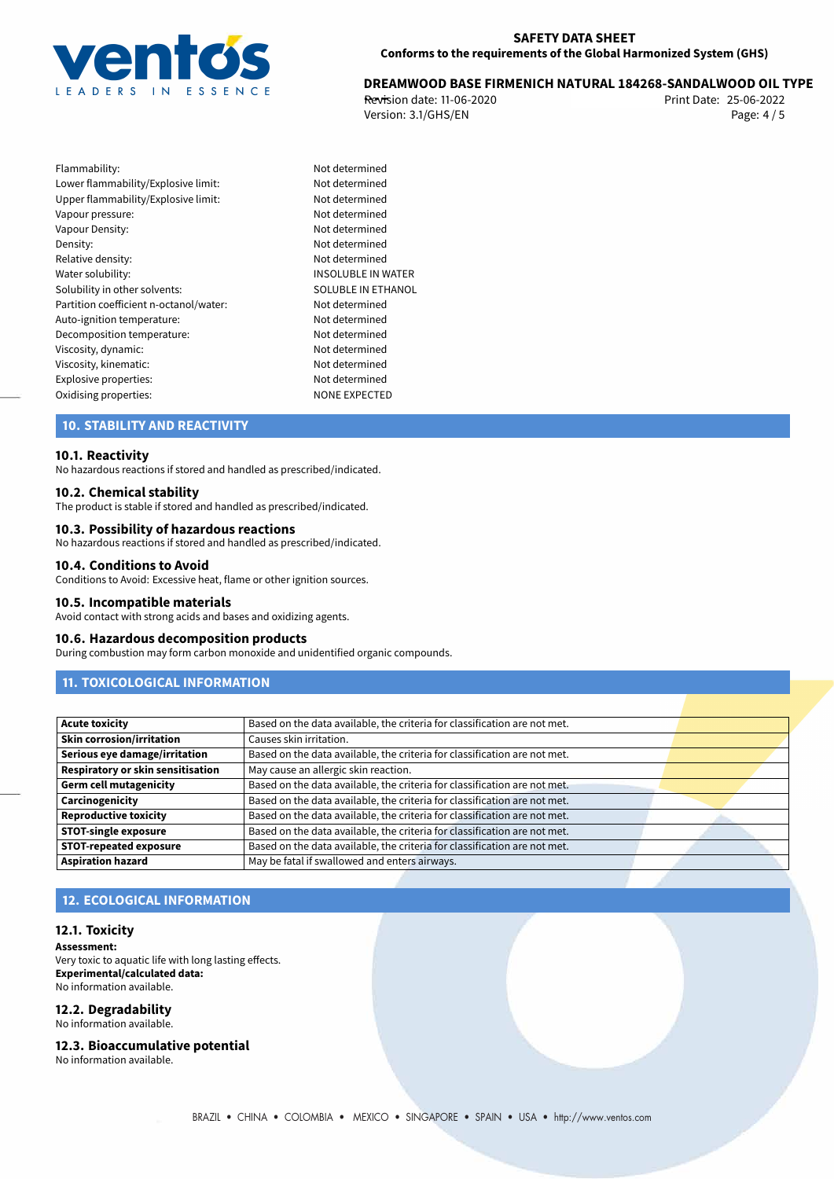| | |
|---|---|
| Flammability: | Not determined |
| Lower flammability/Explosive limit: | Not determined |
| Upper flammability/Explosive limit: | Not determined |
| Vapour pressure: | Not determined |
| Vapour Density: | Not determined |
| Density: | Not determined |
| Relative density: | Not determined |
| Water solubility: | INSOLUBLE IN WATER |
| Solubility in other solvents: | SOLUBLE IN ETHANOL |
| Partition coefficient n-octanol/water: | Not determined |
| Auto-ignition temperature: | Not determined |
| Decomposition temperature: | Not determined |
| Viscosity, dynamic: | Not determined |
| Viscosity, kinematic: | Not determined |
| Explosive properties: | Not determined |
| Oxidising properties: | NONE EXPECTED |

## 10. STABILITY AND REACTIVITY

### 10.1. Reactivity
No hazardous reactions if stored and handled as prescribed/indicated.

### 10.2. Chemical stability
The product is stable if stored and handled as prescribed/indicated.

### 10.3. Possibility of hazardous reactions
No hazardous reactions if stored and handled as prescribed/indicated.

### 10.4. Conditions to Avoid
Conditions to Avoid: Excessive heat, flame or other ignition sources.

### 10.5. Incompatible materials
Avoid contact with strong acids and bases and oxidizing agents.

### 10.6. Hazardous decomposition products
During combustion may form carbon monoxide and unidentified organic compounds.

## 11. TOXICOLOGICAL INFORMATION

| | |
|---|---|
| **Acute toxicity** | Based on the data available, the criteria for classification are not met. |
| **Skin corrosion/irritation** | Causes skin irritation. |
| **Serious eye damage/irritation** | Based on the data available, the criteria for classification are not met. |
| **Respiratory or skin sensitisation** | May cause an allergic skin reaction. |
| **Germ cell mutagenicity** | Based on the data available, the criteria for classification are not met. |
| **Carcinogenicity** | Based on the data available, the criteria for classification are not met. |
| **Reproductive toxicity** | Based on the data available, the criteria for classification are not met. |
| **STOT-single exposure** | Based on the data available, the criteria for classification are not met. |
| **STOT-repeated exposure** | Based on the data available, the criteria for classification are not met. |
| **Aspiration hazard** | May be fatal if swallowed and enters airways. |

## 12. ECOLOGICAL INFORMATION

### 12.1. Toxicity
**Assessment:**
Very toxic to aquatic life with long lasting effects.
**Experimental/calculated data:**
No information available.

### 12.2. Degradability
No information available.

### 12.3. Bioaccumulative potential
No information available.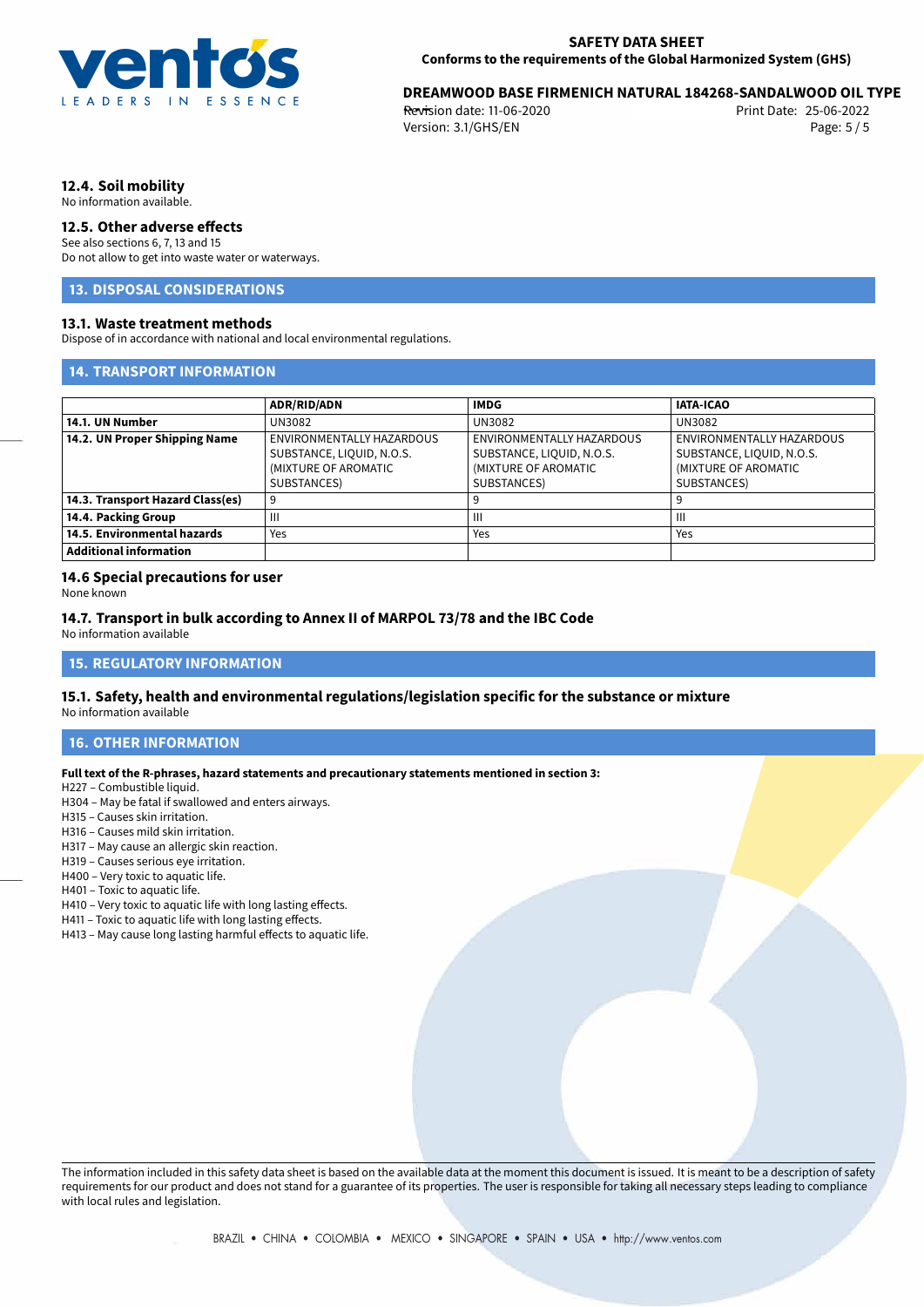### 12.4. Soil mobility

No information available.

### 12.5. Other adverse effects

See also sections 6, 7, 13 and 15
Do not allow to get into waste water or waterways.

## 13. DISPOSAL CONSIDERATIONS

### 13.1. Waste treatment methods

Dispose of in accordance with national and local environmental regulations.

## 14. TRANSPORT INFORMATION

| | ADR/RID/ADN | IMDG | IATA-ICAO |
|---|---|---|---|
| **14.1. UN Number** | UN3082 | UN3082 | UN3082 |
| **14.2. UN Proper Shipping Name** | ENVIRONMENTALLY HAZARDOUS SUBSTANCE, LIQUID, N.O.S. (MIXTURE OF AROMATIC SUBSTANCES) | ENVIRONMENTALLY HAZARDOUS SUBSTANCE, LIQUID, N.O.S. (MIXTURE OF AROMATIC SUBSTANCES) | ENVIRONMENTALLY HAZARDOUS SUBSTANCE, LIQUID, N.O.S. (MIXTURE OF AROMATIC SUBSTANCES) |
| **14.3. Transport Hazard Class(es)** | 9 | 9 | 9 |
| **14.4. Packing Group** | III | III | III |
| **14.5. Environmental hazards** | Yes | Yes | Yes |
| **Additional information** | | | |

### 14.6 Special precautions for user

None known

### 14.7. Transport in bulk according to Annex II of MARPOL 73/78 and the IBC Code

No information available

## 15. REGULATORY INFORMATION

### 15.1. Safety, health and environmental regulations/legislation specific for the substance or mixture

No information available

## 16. OTHER INFORMATION

**Full text of the R-phrases, hazard statements and precautionary statements mentioned in section 3:**

H227 – Combustible liquid.
H304 – May be fatal if swallowed and enters airways.
H315 – Causes skin irritation.
H316 – Causes mild skin irritation.
H317 – May cause an allergic skin reaction.
H319 – Causes serious eye irritation.
H400 – Very toxic to aquatic life.
H401 – Toxic to aquatic life.
H410 – Very toxic to aquatic life with long lasting effects.
H411 – Toxic to aquatic life with long lasting effects.
H413 – May cause long lasting harmful effects to aquatic life.

The information included in this safety data sheet is based on the available data at the moment this document is issued. It is meant to be a description of safety requirements for our product and does not stand for a guarantee of its properties. The user is responsible for taking all necessary steps leading to compliance with local rules and legislation.